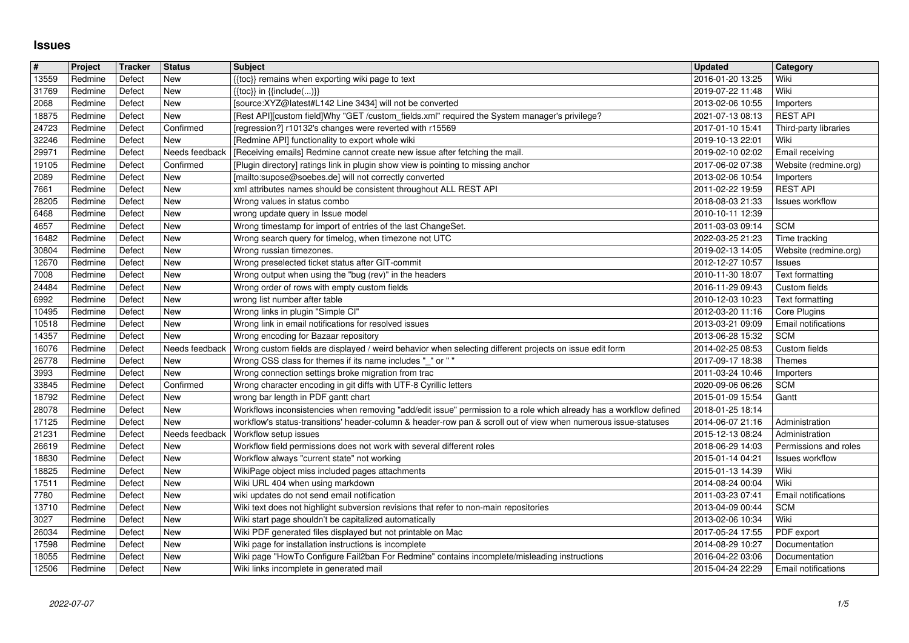# Issues

| # | Project | Tracker | Status | Subject | Updated | Category |
|---|---|---|---|---|---|---|
| 13559 | Redmine | Defect | New | {{toc}} remains when exporting wiki page to text | 2016-01-20 13:25 | Wiki |
| 31769 | Redmine | Defect | New | {{toc}} in {{include(...)}} | 2019-07-22 11:48 | Wiki |
| 2068 | Redmine | Defect | New | [source:XYZ@latest#L142 Line 3434] will not be converted | 2013-02-06 10:55 | Importers |
| 18875 | Redmine | Defect | New | [Rest API][custom field]Why "GET /custom_fields.xml" required the System manager's privilege? | 2021-07-13 08:13 | REST API |
| 24723 | Redmine | Defect | Confirmed | [regression?] r10132's changes were reverted with r15569 | 2017-01-10 15:41 | Third-party libraries |
| 32246 | Redmine | Defect | New | [Redmine API] functionality to export whole wiki | 2019-10-13 22:01 | Wiki |
| 29971 | Redmine | Defect | Needs feedback | [Receiving emails] Redmine cannot create new issue after fetching the mail. | 2019-02-10 02:02 | Email receiving |
| 19105 | Redmine | Defect | Confirmed | [Plugin directory] ratings link in plugin show view is pointing to missing anchor | 2017-06-02 07:38 | Website (redmine.org) |
| 2089 | Redmine | Defect | New | [mailto:supose@soebes.de] will not correctly converted | 2013-02-06 10:54 | Importers |
| 7661 | Redmine | Defect | New | xml attributes names should be consistent throughout ALL REST API | 2011-02-22 19:59 | REST API |
| 28205 | Redmine | Defect | New | Wrong values in status combo | 2018-08-03 21:33 | Issues workflow |
| 6468 | Redmine | Defect | New | wrong update query in Issue model | 2010-10-11 12:39 | |
| 4657 | Redmine | Defect | New | Wrong timestamp for import of entries of the last ChangeSet. | 2011-03-03 09:14 | SCM |
| 16482 | Redmine | Defect | New | Wrong search query for timelog, when timezone not UTC | 2022-03-25 21:23 | Time tracking |
| 30804 | Redmine | Defect | New | Wrong russian timezones. | 2019-02-13 14:05 | Website (redmine.org) |
| 12670 | Redmine | Defect | New | Wrong preselected ticket status after GIT-commit | 2012-12-27 10:57 | Issues |
| 7008 | Redmine | Defect | New | Wrong output when using the "bug (rev)" in the headers | 2010-11-30 18:07 | Text formatting |
| 24484 | Redmine | Defect | New | Wrong order of rows with empty custom fields | 2016-11-29 09:43 | Custom fields |
| 6992 | Redmine | Defect | New | wrong list number after table | 2010-12-03 10:23 | Text formatting |
| 10495 | Redmine | Defect | New | Wrong links in plugin "Simple CI" | 2012-03-20 11:16 | Core Plugins |
| 10518 | Redmine | Defect | New | Wrong link in email notifications for resolved issues | 2013-03-21 09:09 | Email notifications |
| 14357 | Redmine | Defect | New | Wrong encoding for Bazaar repository | 2013-06-28 15:32 | SCM |
| 16076 | Redmine | Defect | Needs feedback | Wrong custom fields are displayed / weird behavior when selecting different projects on issue edit form | 2014-02-25 08:53 | Custom fields |
| 26778 | Redmine | Defect | New | Wrong CSS class for themes if its name includes "_" or " " | 2017-09-17 18:38 | Themes |
| 3993 | Redmine | Defect | New | Wrong connection settings broke migration from trac | 2011-03-24 10:46 | Importers |
| 33845 | Redmine | Defect | Confirmed | Wrong character encoding in git diffs with UTF-8 Cyrillic letters | 2020-09-06 06:26 | SCM |
| 18792 | Redmine | Defect | New | wrong bar length in PDF gantt chart | 2015-01-09 15:54 | Gantt |
| 28078 | Redmine | Defect | New | Workflows inconsistencies when removing "add/edit issue" permission to a role which already has a workflow defined | 2018-01-25 18:14 | |
| 17125 | Redmine | Defect | New | workflow's status-transitions' header-column & header-row pan & scroll out of view when numerous issue-statuses | 2014-06-07 21:16 | Administration |
| 21231 | Redmine | Defect | Needs feedback | Workflow setup issues | 2015-12-13 08:24 | Administration |
| 26619 | Redmine | Defect | New | Workflow field permissions does not work with several different roles | 2018-06-29 14:03 | Permissions and roles |
| 18830 | Redmine | Defect | New | Workflow always "current state" not working | 2015-01-14 04:21 | Issues workflow |
| 18825 | Redmine | Defect | New | WikiPage object miss included pages attachments | 2015-01-13 14:39 | Wiki |
| 17511 | Redmine | Defect | New | Wiki URL 404 when using markdown | 2014-08-24 00:04 | Wiki |
| 7780 | Redmine | Defect | New | wiki updates do not send email notification | 2011-03-23 07:41 | Email notifications |
| 13710 | Redmine | Defect | New | Wiki text does not highlight subversion revisions that refer to non-main repositories | 2013-04-09 00:44 | SCM |
| 3027 | Redmine | Defect | New | Wiki start page shouldn't be capitalized automatically | 2013-02-06 10:34 | Wiki |
| 26034 | Redmine | Defect | New | Wiki PDF generated files displayed but not printable on Mac | 2017-05-24 17:55 | PDF export |
| 17598 | Redmine | Defect | New | Wiki page for installation instructions is incomplete | 2014-08-29 10:27 | Documentation |
| 18055 | Redmine | Defect | New | Wiki page "HowTo Configure Fail2ban For Redmine" contains incomplete/misleading instructions | 2016-04-22 03:06 | Documentation |
| 12506 | Redmine | Defect | New | Wiki links incomplete in generated mail | 2015-04-24 22:29 | Email notifications |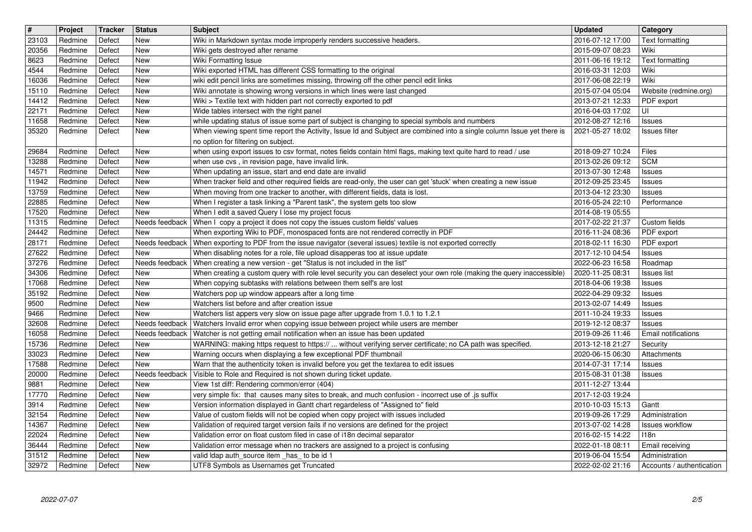| # | Project | Tracker | Status | Subject | Updated | Category |
|---|---|---|---|---|---|---|
| 23103 | Redmine | Defect | New | Wiki in Markdown syntax mode improperly renders successive headers. | 2016-07-12 17:00 | Text formatting |
| 20356 | Redmine | Defect | New | Wiki gets destroyed after rename | 2015-09-07 08:23 | Wiki |
| 8623 | Redmine | Defect | New | Wiki Formatting Issue | 2011-06-16 19:12 | Text formatting |
| 4544 | Redmine | Defect | New | Wiki exported HTML has different CSS formatting to the original | 2016-03-31 12:03 | Wiki |
| 16036 | Redmine | Defect | New | wiki edit pencil links are sometimes missing, throwing off the other pencil edit links | 2017-06-08 22:19 | Wiki |
| 15110 | Redmine | Defect | New | Wiki annotate is showing wrong versions in which lines were last changed | 2015-07-04 05:04 | Website (redmine.org) |
| 14412 | Redmine | Defect | New | Wiki > Textile text with hidden part not correctly exported to pdf | 2013-07-21 12:33 | PDF export |
| 22171 | Redmine | Defect | New | Wide tables intersect with the right panel | 2016-04-03 17:02 | UI |
| 11658 | Redmine | Defect | New | while updating status of issue some part of subject is changing to special symbols and numbers | 2012-08-27 12:16 | Issues |
| 35320 | Redmine | Defect | New | When viewing spent time report the Activity, Issue Id and Subject are combined into a single column Issue yet there is no option for filtering on subject. | 2021-05-27 18:02 | Issues filter |
| 29684 | Redmine | Defect | New | when using export issues to csv format, notes fields contain html flags, making text quite hard to read / use | 2018-09-27 10:24 | Files |
| 13288 | Redmine | Defect | New | when use cvs , in revision page, have invalid link. | 2013-02-26 09:12 | SCM |
| 14571 | Redmine | Defect | New | When updating an issue, start and end date are invalid | 2013-07-30 12:48 | Issues |
| 11942 | Redmine | Defect | New | When tracker field and other required fields are read-only, the user can get 'stuck' when creating a new issue | 2012-09-25 23:45 | Issues |
| 13759 | Redmine | Defect | New | When moving from one tracker to another, with different fields, data is lost. | 2013-04-12 23:30 | Issues |
| 22885 | Redmine | Defect | New | When I register a task linking a "Parent task", the system gets too slow | 2016-05-24 22:10 | Performance |
| 17520 | Redmine | Defect | New | When I edit a saved Query I lose my project focus | 2014-08-19 05:55 | |
| 11315 | Redmine | Defect | Needs feedback | When I copy a project it does not copy the issues custom fields' values | 2017-02-22 21:37 | Custom fields |
| 24442 | Redmine | Defect | New | When exporting Wiki to PDF, monospaced fonts are not rendered correctly in PDF | 2016-11-24 08:36 | PDF export |
| 28171 | Redmine | Defect | Needs feedback | When exporting to PDF from the issue navigator (several issues) textile is not exported correctly | 2018-02-11 16:30 | PDF export |
| 27622 | Redmine | Defect | New | When disabling notes for a role, file upload disapperas too at issue update | 2017-12-10 04:54 | Issues |
| 37276 | Redmine | Defect | Needs feedback | When creating a new version - get "Status is not included in the list" | 2022-06-23 16:58 | Roadmap |
| 34306 | Redmine | Defect | New | When creating a custom query with role level security you can deselect your own role (making the query inaccessible) | 2020-11-25 08:31 | Issues list |
| 17068 | Redmine | Defect | New | When copying subtasks with relations between them self's are lost | 2018-04-06 19:38 | Issues |
| 35192 | Redmine | Defect | New | Watchers pop up window appears after a long time | 2022-04-29 09:32 | Issues |
| 9500 | Redmine | Defect | New | Watchers list before and after creation issue | 2013-02-07 14:49 | Issues |
| 9466 | Redmine | Defect | New | Watchers list appers very slow on issue page after upgrade from 1.0.1 to 1.2.1 | 2011-10-24 19:33 | Issues |
| 32608 | Redmine | Defect | Needs feedback | Watchers Invalid error when copying issue between project while users are member | 2019-12-12 08:37 | Issues |
| 16058 | Redmine | Defect | Needs feedback | Watcher is not getting email notification when an issue has been updated | 2019-09-26 11:46 | Email notifications |
| 15736 | Redmine | Defect | New | WARNING: making https request to https:// ... without verifying server certificate; no CA path was specified. | 2013-12-18 21:27 | Security |
| 33023 | Redmine | Defect | New | Warning occurs when displaying a few exceptional PDF thumbnail | 2020-06-15 06:30 | Attachments |
| 17588 | Redmine | Defect | New | Warn that the authenticity token is invalid before you get the textarea to edit issues | 2014-07-31 17:14 | Issues |
| 20000 | Redmine | Defect | Needs feedback | Visible to Role and Required is not shown during ticket update. | 2015-08-31 01:38 | Issues |
| 9881 | Redmine | Defect | New | View 1st diff: Rendering common/error (404) | 2011-12-27 13:44 | |
| 17770 | Redmine | Defect | New | very simple fix: that causes many sites to break, and much confusion - incorrect use of .js suffix | 2017-12-03 19:24 | |
| 3914 | Redmine | Defect | New | Version information displayed in Gantt chart regardeless of "Assigned to" field | 2010-10-03 15:13 | Gantt |
| 32154 | Redmine | Defect | New | Value of custom fields will not be copied when copy project with issues included | 2019-09-26 17:29 | Administration |
| 14367 | Redmine | Defect | New | Validation of required target version fails if no versions are defined for the project | 2013-07-02 14:28 | Issues workflow |
| 22024 | Redmine | Defect | New | Validation error on float custom filed in case of i18n decimal separator | 2016-02-15 14:22 | I18n |
| 36444 | Redmine | Defect | New | Validation error message when no trackers are assigned to a project is confusing | 2022-01-18 08:11 | Email receiving |
| 31512 | Redmine | Defect | New | valid ldap auth_source item _has_ to be id 1 | 2019-06-04 15:54 | Administration |
| 32972 | Redmine | Defect | New | UTF8 Symbols as Usernames get Truncated | 2022-02-02 21:16 | Accounts / authentication |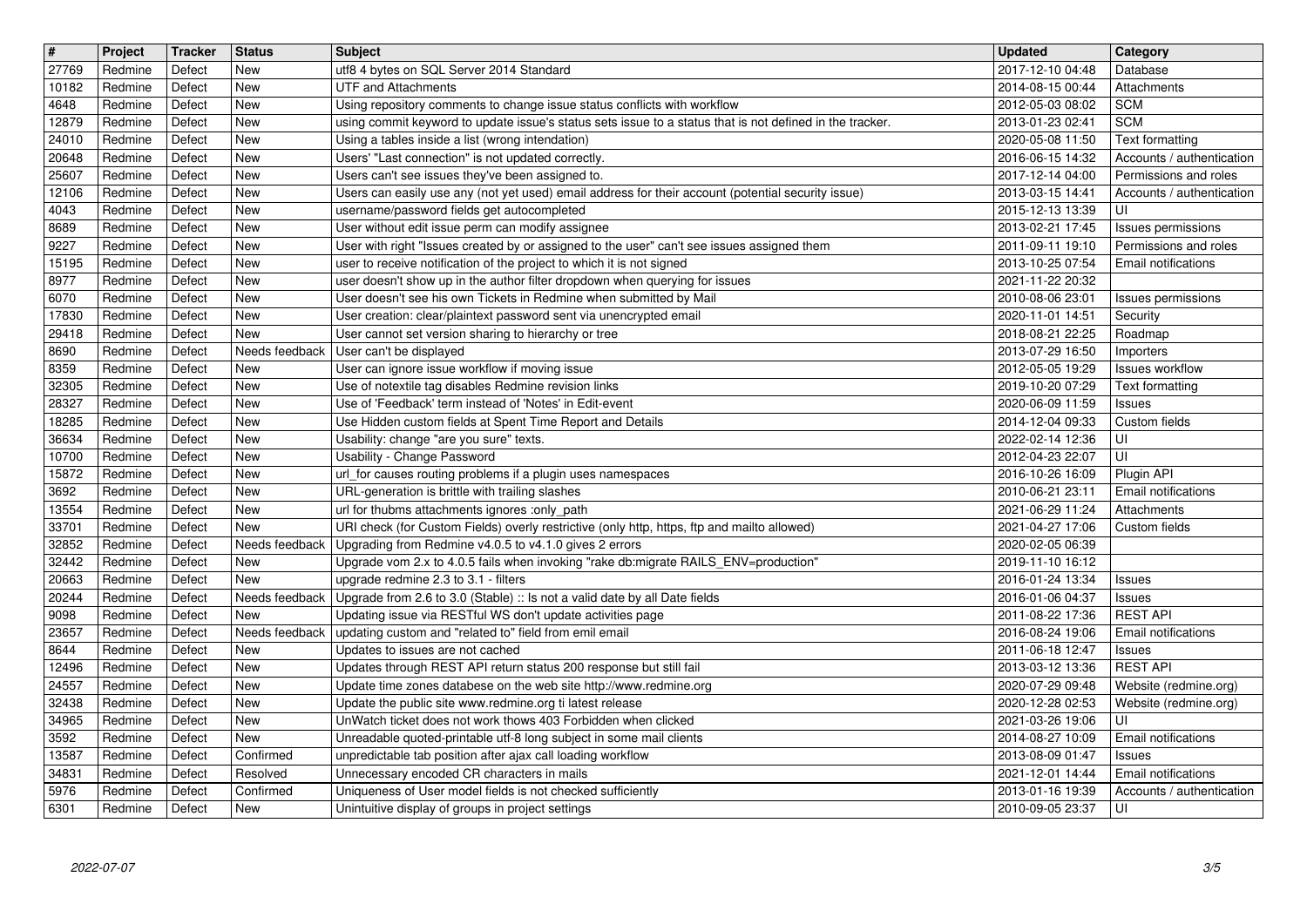| # | Project | Tracker | Status | Subject | Updated | Category |
|---|---|---|---|---|---|---|
| 27769 | Redmine | Defect | New | utf8 4 bytes on SQL Server 2014 Standard | 2017-12-10 04:48 | Database |
| 10182 | Redmine | Defect | New | UTF and Attachments | 2014-08-15 00:44 | Attachments |
| 4648 | Redmine | Defect | New | Using repository comments to change issue status conflicts with workflow | 2012-05-03 08:02 | SCM |
| 12879 | Redmine | Defect | New | using commit keyword to update issue's status sets issue to a status that is not defined in the tracker. | 2013-01-23 02:41 | SCM |
| 24010 | Redmine | Defect | New | Using a tables inside a list (wrong intendation) | 2020-05-08 11:50 | Text formatting |
| 20648 | Redmine | Defect | New | Users' "Last connection" is not updated correctly. | 2016-06-15 14:32 | Accounts / authentication |
| 25607 | Redmine | Defect | New | Users can't see issues they've been assigned to. | 2017-12-14 04:00 | Permissions and roles |
| 12106 | Redmine | Defect | New | Users can easily use any (not yet used) email address for their account (potential security issue) | 2013-03-15 14:41 | Accounts / authentication |
| 4043 | Redmine | Defect | New | username/password fields get autocompleted | 2015-12-13 13:39 | UI |
| 8689 | Redmine | Defect | New | User without edit issue perm can modify assignee | 2013-02-21 17:45 | Issues permissions |
| 9227 | Redmine | Defect | New | User with right "Issues created by or assigned to the user" can't see issues assigned them | 2011-09-11 19:10 | Permissions and roles |
| 15195 | Redmine | Defect | New | user to receive notification of the project to which it is not signed | 2013-10-25 07:54 | Email notifications |
| 8977 | Redmine | Defect | New | user doesn't show up in the author filter dropdown when querying for issues | 2021-11-22 20:32 | |
| 6070 | Redmine | Defect | New | User doesn't see his own Tickets in Redmine when submitted by Mail | 2010-08-06 23:01 | Issues permissions |
| 17830 | Redmine | Defect | New | User creation: clear/plaintext password sent via unencrypted email | 2020-11-01 14:51 | Security |
| 29418 | Redmine | Defect | New | User cannot set version sharing to hierarchy or tree | 2018-08-21 22:25 | Roadmap |
| 8690 | Redmine | Defect | Needs feedback | User can't be displayed | 2013-07-29 16:50 | Importers |
| 8359 | Redmine | Defect | New | User can ignore issue workflow if moving issue | 2012-05-05 19:29 | Issues workflow |
| 32305 | Redmine | Defect | New | Use of notextile tag disables Redmine revision links | 2019-10-20 07:29 | Text formatting |
| 28327 | Redmine | Defect | New | Use of 'Feedback' term instead of 'Notes' in Edit-event | 2020-06-09 11:59 | Issues |
| 18285 | Redmine | Defect | New | Use Hidden custom fields at Spent Time Report and Details | 2014-12-04 09:33 | Custom fields |
| 36634 | Redmine | Defect | New | Usability: change "are you sure" texts. | 2022-02-14 12:36 | UI |
| 10700 | Redmine | Defect | New | Usability - Change Password | 2012-04-23 22:07 | UI |
| 15872 | Redmine | Defect | New | url_for causes routing problems if a plugin uses namespaces | 2016-10-26 16:09 | Plugin API |
| 3692 | Redmine | Defect | New | URL-generation is brittle with trailing slashes | 2010-06-21 23:11 | Email notifications |
| 13554 | Redmine | Defect | New | url for thubms attachments ignores :only_path | 2021-06-29 11:24 | Attachments |
| 33701 | Redmine | Defect | New | URI check (for Custom Fields) overly restrictive (only http, https, ftp and mailto allowed) | 2021-04-27 17:06 | Custom fields |
| 32852 | Redmine | Defect | Needs feedback | Upgrading from Redmine v4.0.5 to v4.1.0 gives 2 errors | 2020-02-05 06:39 | |
| 32442 | Redmine | Defect | New | Upgrade vom 2.x to 4.0.5 fails when invoking "rake db:migrate RAILS_ENV=production" | 2019-11-10 16:12 | |
| 20663 | Redmine | Defect | New | upgrade redmine 2.3 to 3.1 - filters | 2016-01-24 13:34 | Issues |
| 20244 | Redmine | Defect | Needs feedback | Upgrade from 2.6 to 3.0 (Stable) :: Is not a valid date by all Date fields | 2016-01-06 04:37 | Issues |
| 9098 | Redmine | Defect | New | Updating issue via RESTful WS don't update activities page | 2011-08-22 17:36 | REST API |
| 23657 | Redmine | Defect | Needs feedback | updating custom and "related to" field from emil email | 2016-08-24 19:06 | Email notifications |
| 8644 | Redmine | Defect | New | Updates to issues are not cached | 2011-06-18 12:47 | Issues |
| 12496 | Redmine | Defect | New | Updates through REST API return status 200 response but still fail | 2013-03-12 13:36 | REST API |
| 24557 | Redmine | Defect | New | Update time zones databese on the web site http://www.redmine.org | 2020-07-29 09:48 | Website (redmine.org) |
| 32438 | Redmine | Defect | New | Update the public site www.redmine.org ti latest release | 2020-12-28 02:53 | Website (redmine.org) |
| 34965 | Redmine | Defect | New | UnWatch ticket does not work thows 403 Forbidden when clicked | 2021-03-26 19:06 | UI |
| 3592 | Redmine | Defect | New | Unreadable quoted-printable utf-8 long subject in some mail clients | 2014-08-27 10:09 | Email notifications |
| 13587 | Redmine | Defect | Confirmed | unpredictable tab position after ajax call loading workflow | 2013-08-09 01:47 | Issues |
| 34831 | Redmine | Defect | Resolved | Unnecessary encoded CR characters in mails | 2021-12-01 14:44 | Email notifications |
| 5976 | Redmine | Defect | Confirmed | Uniqueness of User model fields is not checked sufficiently | 2013-01-16 19:39 | Accounts / authentication |
| 6301 | Redmine | Defect | New | Unintuitive display of groups in project settings | 2010-09-05 23:37 | UI |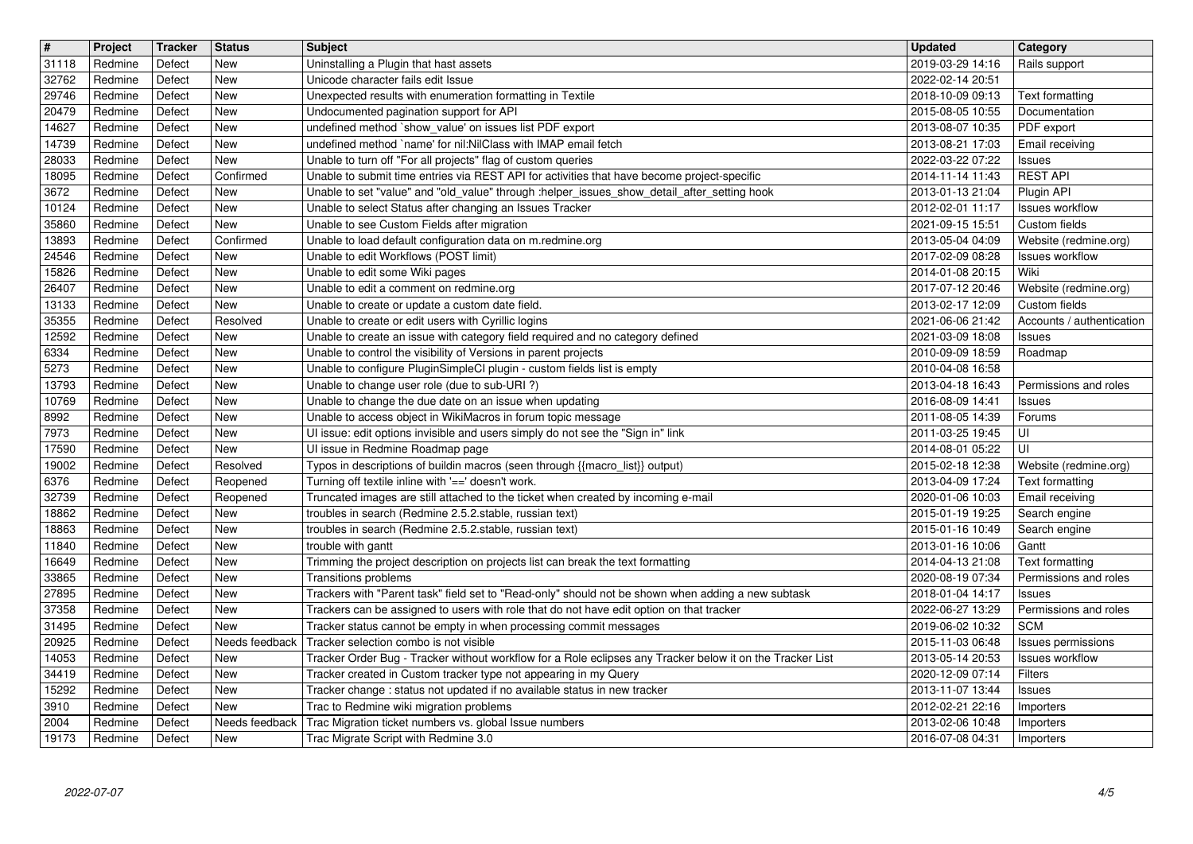| # | Project | Tracker | Status | Subject | Updated | Category |
|---|---|---|---|---|---|---|
| 31118 | Redmine | Defect | New | Uninstalling a Plugin that hast assets | 2019-03-29 14:16 | Rails support |
| 32762 | Redmine | Defect | New | Unicode character fails edit Issue | 2022-02-14 20:51 | |
| 29746 | Redmine | Defect | New | Unexpected results with enumeration formatting in Textile | 2018-10-09 09:13 | Text formatting |
| 20479 | Redmine | Defect | New | Undocumented pagination support for API | 2015-08-05 10:55 | Documentation |
| 14627 | Redmine | Defect | New | undefined method `show_value' on issues list PDF export | 2013-08-07 10:35 | PDF export |
| 14739 | Redmine | Defect | New | undefined method `name' for nil:NilClass with IMAP email fetch | 2013-08-21 17:03 | Email receiving |
| 28033 | Redmine | Defect | New | Unable to turn off "For all projects" flag of custom queries | 2022-03-22 07:22 | Issues |
| 18095 | Redmine | Defect | Confirmed | Unable to submit time entries via REST API for activities that have become project-specific | 2014-11-14 11:43 | REST API |
| 3672 | Redmine | Defect | New | Unable to set "value" and "old_value" through :helper_issues_show_detail_after_setting hook | 2013-01-13 21:04 | Plugin API |
| 10124 | Redmine | Defect | New | Unable to select Status after changing an Issues Tracker | 2012-02-01 11:17 | Issues workflow |
| 35860 | Redmine | Defect | New | Unable to see Custom Fields after migration | 2021-09-15 15:51 | Custom fields |
| 13893 | Redmine | Defect | Confirmed | Unable to load default configuration data on m.redmine.org | 2013-05-04 04:09 | Website (redmine.org) |
| 24546 | Redmine | Defect | New | Unable to edit Workflows (POST limit) | 2017-02-09 08:28 | Issues workflow |
| 15826 | Redmine | Defect | New | Unable to edit some Wiki pages | 2014-01-08 20:15 | Wiki |
| 26407 | Redmine | Defect | New | Unable to edit a comment on redmine.org | 2017-07-12 20:46 | Website (redmine.org) |
| 13133 | Redmine | Defect | New | Unable to create or update a custom date field. | 2013-02-17 12:09 | Custom fields |
| 35355 | Redmine | Defect | Resolved | Unable to create or edit users with Cyrillic logins | 2021-06-06 21:42 | Accounts / authentication |
| 12592 | Redmine | Defect | New | Unable to create an issue with category field required and no category defined | 2021-03-09 18:08 | Issues |
| 6334 | Redmine | Defect | New | Unable to control the visibility of Versions in parent projects | 2010-09-09 18:59 | Roadmap |
| 5273 | Redmine | Defect | New | Unable to configure PluginSimpleCI plugin - custom fields list is empty | 2010-04-08 16:58 | |
| 13793 | Redmine | Defect | New | Unable to change user role (due to sub-URI ?) | 2013-04-18 16:43 | Permissions and roles |
| 10769 | Redmine | Defect | New | Unable to change the due date on an issue when updating | 2016-08-09 14:41 | Issues |
| 8992 | Redmine | Defect | New | Unable to access object in WikiMacros in forum topic message | 2011-08-05 14:39 | Forums |
| 7973 | Redmine | Defect | New | UI issue: edit options invisible and users simply do not see the "Sign in" link | 2011-03-25 19:45 | UI |
| 17590 | Redmine | Defect | New | UI issue in Redmine Roadmap page | 2014-08-01 05:22 | UI |
| 19002 | Redmine | Defect | Resolved | Typos in descriptions of buildin macros (seen through {{macro_list}} output) | 2015-02-18 12:38 | Website (redmine.org) |
| 6376 | Redmine | Defect | Reopened | Turning off textile inline with '==' doesn't work. | 2013-04-09 17:24 | Text formatting |
| 32739 | Redmine | Defect | Reopened | Truncated images are still attached to the ticket when created by incoming e-mail | 2020-01-06 10:03 | Email receiving |
| 18862 | Redmine | Defect | New | troubles in search (Redmine 2.5.2.stable, russian text) | 2015-01-19 19:25 | Search engine |
| 18863 | Redmine | Defect | New | troubles in search (Redmine 2.5.2.stable, russian text) | 2015-01-16 10:49 | Search engine |
| 11840 | Redmine | Defect | New | trouble with gantt | 2013-01-16 10:06 | Gantt |
| 16649 | Redmine | Defect | New | Trimming the project description on projects list can break the text formatting | 2014-04-13 21:08 | Text formatting |
| 33865 | Redmine | Defect | New | Transitions problems | 2020-08-19 07:34 | Permissions and roles |
| 27895 | Redmine | Defect | New | Trackers with "Parent task" field set to "Read-only" should not be shown when adding a new subtask | 2018-01-04 14:17 | Issues |
| 37358 | Redmine | Defect | New | Trackers can be assigned to users with role that do not have edit option on that tracker | 2022-06-27 13:29 | Permissions and roles |
| 31495 | Redmine | Defect | New | Tracker status cannot be empty in when processing commit messages | 2019-06-02 10:32 | SCM |
| 20925 | Redmine | Defect | Needs feedback | Tracker selection combo is not visible | 2015-11-03 06:48 | Issues permissions |
| 14053 | Redmine | Defect | New | Tracker Order Bug - Tracker without workflow for a Role eclipses any Tracker below it on the Tracker List | 2013-05-14 20:53 | Issues workflow |
| 34419 | Redmine | Defect | New | Tracker created in Custom tracker type not appearing in my Query | 2020-12-09 07:14 | Filters |
| 15292 | Redmine | Defect | New | Tracker change : status not updated if no available status in new tracker | 2013-11-07 13:44 | Issues |
| 3910 | Redmine | Defect | New | Trac to Redmine wiki migration problems | 2012-02-21 22:16 | Importers |
| 2004 | Redmine | Defect | Needs feedback | Trac Migration ticket numbers vs. global Issue numbers | 2013-02-06 10:48 | Importers |
| 19173 | Redmine | Defect | New | Trac Migrate Script with Redmine 3.0 | 2016-07-08 04:31 | Importers |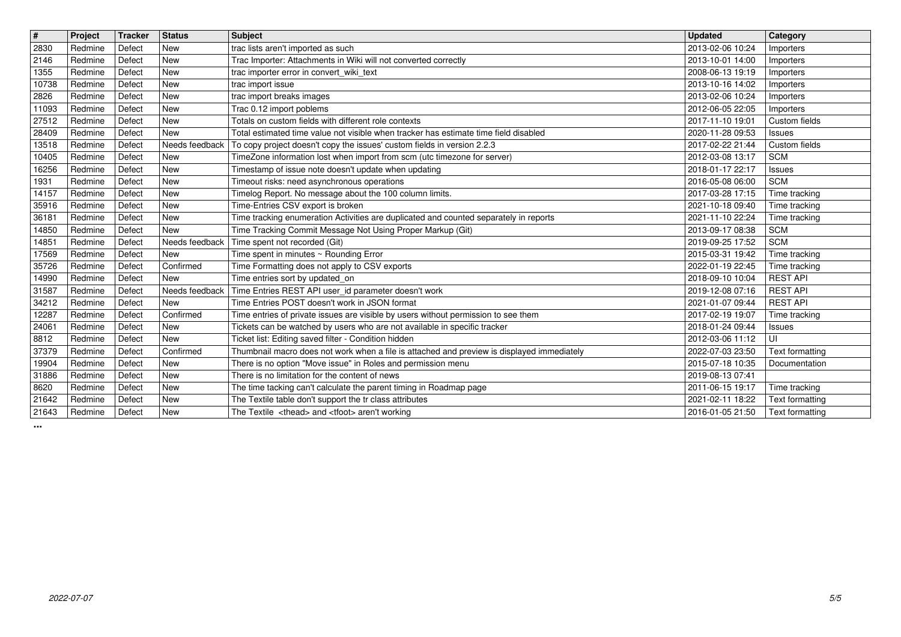| # | Project | Tracker | Status | Subject | Updated | Category |
|---|---|---|---|---|---|---|
| 2830 | Redmine | Defect | New | trac lists aren't imported as such | 2013-02-06 10:24 | Importers |
| 2146 | Redmine | Defect | New | Trac Importer: Attachments in Wiki will not converted correctly | 2013-10-01 14:00 | Importers |
| 1355 | Redmine | Defect | New | trac importer error in convert_wiki_text | 2008-06-13 19:19 | Importers |
| 10738 | Redmine | Defect | New | trac import issue | 2013-10-16 14:02 | Importers |
| 2826 | Redmine | Defect | New | trac import breaks images | 2013-02-06 10:24 | Importers |
| 11093 | Redmine | Defect | New | Trac 0.12 import poblems | 2012-06-05 22:05 | Importers |
| 27512 | Redmine | Defect | New | Totals on custom fields with different role contexts | 2017-11-10 19:01 | Custom fields |
| 28409 | Redmine | Defect | New | Total estimated time value not visible when tracker has estimate time field disabled | 2020-11-28 09:53 | Issues |
| 13518 | Redmine | Defect | Needs feedback | To copy project doesn't copy the issues' custom fields in version 2.2.3 | 2017-02-22 21:44 | Custom fields |
| 10405 | Redmine | Defect | New | TimeZone information lost when import from scm (utc timezone for server) | 2012-03-08 13:17 | SCM |
| 16256 | Redmine | Defect | New | Timestamp of issue note doesn't update when updating | 2018-01-17 22:17 | Issues |
| 1931 | Redmine | Defect | New | Timeout risks: need asynchronous operations | 2016-05-08 06:00 | SCM |
| 14157 | Redmine | Defect | New | Timelog Report. No message about the 100 column limits. | 2017-03-28 17:15 | Time tracking |
| 35916 | Redmine | Defect | New | Time-Entries CSV export is broken | 2021-10-18 09:40 | Time tracking |
| 36181 | Redmine | Defect | New | Time tracking enumeration Activities are duplicated and counted separately in reports | 2021-11-10 22:24 | Time tracking |
| 14850 | Redmine | Defect | New | Time Tracking Commit Message Not Using Proper Markup (Git) | 2013-09-17 08:38 | SCM |
| 14851 | Redmine | Defect | Needs feedback | Time spent not recorded (Git) | 2019-09-25 17:52 | SCM |
| 17569 | Redmine | Defect | New | Time spent in minutes ~ Rounding Error | 2015-03-31 19:42 | Time tracking |
| 35726 | Redmine | Defect | Confirmed | Time Formatting does not apply to CSV exports | 2022-01-19 22:45 | Time tracking |
| 14990 | Redmine | Defect | New | Time entries sort by updated_on | 2018-09-10 10:04 | REST API |
| 31587 | Redmine | Defect | Needs feedback | Time Entries REST API user_id parameter doesn't work | 2019-12-08 07:16 | REST API |
| 34212 | Redmine | Defect | New | Time Entries POST doesn't work in JSON format | 2021-01-07 09:44 | REST API |
| 12287 | Redmine | Defect | Confirmed | Time entries of private issues are visible by users without permission to see them | 2017-02-19 19:07 | Time tracking |
| 24061 | Redmine | Defect | New | Tickets can be watched by users who are not available in specific tracker | 2018-01-24 09:44 | Issues |
| 8812 | Redmine | Defect | New | Ticket list: Editing saved filter - Condition hidden | 2012-03-06 11:12 | UI |
| 37379 | Redmine | Defect | Confirmed | Thumbnail macro does not work when a file is attached and preview is displayed immediately | 2022-07-03 23:50 | Text formatting |
| 19904 | Redmine | Defect | New | There is no option "Move issue" in Roles and permission menu | 2015-07-18 10:35 | Documentation |
| 31886 | Redmine | Defect | New | There is no limitation for the content of news | 2019-08-13 07:41 | |
| 8620 | Redmine | Defect | New | The time tacking can't calculate the parent timing in Roadmap page | 2011-06-15 19:17 | Time tracking |
| 21642 | Redmine | Defect | New | The Textile table don't support the tr class attributes | 2021-02-11 18:22 | Text formatting |
| 21643 | Redmine | Defect | New | The Textile <thead> and <tfoot> aren't working | 2016-01-05 21:50 | Text formatting |

...